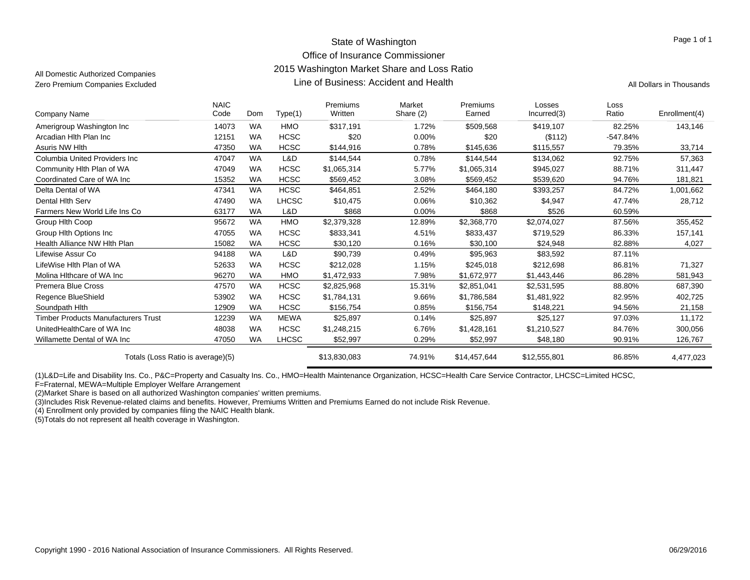All Domestic Authorized Companies
Zero Premium Companies Excluded

# State of Washington
## Office of Insurance Commissioner
## 2015 Washington Market Share and Loss Ratio
### Line of Business: Accident and Health

All Dollars in Thousands

| Company Name | NAIC Code | Dom | Type(1) | Premiums Written | Market Share (2) | Premiums Earned | Losses Incurred(3) | Loss Ratio | Enrollment(4) |
|---|---|---|---|---|---|---|---|---|---|
| Amerigroup Washington Inc | 14073 | WA | HMO | $317,191 | 1.72% | $509,568 | $419,107 | 82.25% | 143,146 |
| Arcadian Hlth Plan Inc | 12151 | WA | HCSC | $20 | 0.00% | $20 | ($112) | -547.84% | |
| Asuris NW Hlth | 47350 | WA | HCSC | $144,916 | 0.78% | $145,636 | $115,557 | 79.35% | 33,714 |
| Columbia United Providers Inc | 47047 | WA | L&D | $144,544 | 0.78% | $144,544 | $134,062 | 92.75% | 57,363 |
| Community Hlth Plan of WA | 47049 | WA | HCSC | $1,065,314 | 5.77% | $1,065,314 | $945,027 | 88.71% | 311,447 |
| Coordinated Care of WA Inc | 15352 | WA | HCSC | $569,452 | 3.08% | $569,452 | $539,620 | 94.76% | 181,821 |
| Delta Dental of WA | 47341 | WA | HCSC | $464,851 | 2.52% | $464,180 | $393,257 | 84.72% | 1,001,662 |
| Dental Hlth Serv | 47490 | WA | LHCSC | $10,475 | 0.06% | $10,362 | $4,947 | 47.74% | 28,712 |
| Farmers New World Life Ins Co | 63177 | WA | L&D | $868 | 0.00% | $868 | $526 | 60.59% | |
| Group Hlth Coop | 95672 | WA | HMO | $2,379,328 | 12.89% | $2,368,770 | $2,074,027 | 87.56% | 355,452 |
| Group Hlth Options Inc | 47055 | WA | HCSC | $833,341 | 4.51% | $833,437 | $719,529 | 86.33% | 157,141 |
| Health Alliance NW Hlth Plan | 15082 | WA | HCSC | $30,120 | 0.16% | $30,100 | $24,948 | 82.88% | 4,027 |
| Lifewise Assur Co | 94188 | WA | L&D | $90,739 | 0.49% | $95,963 | $83,592 | 87.11% | |
| LifeWise Hlth Plan of WA | 52633 | WA | HCSC | $212,028 | 1.15% | $245,018 | $212,698 | 86.81% | 71,327 |
| Molina Hlthcare of WA Inc | 96270 | WA | HMO | $1,472,933 | 7.98% | $1,672,977 | $1,443,446 | 86.28% | 581,943 |
| Premera Blue Cross | 47570 | WA | HCSC | $2,825,968 | 15.31% | $2,851,041 | $2,531,595 | 88.80% | 687,390 |
| Regence BlueShield | 53902 | WA | HCSC | $1,784,131 | 9.66% | $1,786,584 | $1,481,922 | 82.95% | 402,725 |
| Soundpath Hlth | 12909 | WA | HCSC | $156,754 | 0.85% | $156,754 | $148,221 | 94.56% | 21,158 |
| Timber Products Manufacturers Trust | 12239 | WA | MEWA | $25,897 | 0.14% | $25,897 | $25,127 | 97.03% | 11,172 |
| UnitedHealthCare of WA Inc | 48038 | WA | HCSC | $1,248,215 | 6.76% | $1,428,161 | $1,210,527 | 84.76% | 300,056 |
| Willamette Dental of WA Inc | 47050 | WA | LHCSC | $52,997 | 0.29% | $52,997 | $48,180 | 90.91% | 126,767 |
| Totals (Loss Ratio is average)(5) | | | | $13,830,083 | 74.91% | $14,457,644 | $12,555,801 | 86.85% | 4,477,023 |

(1)L&D=Life and Disability Ins. Co., P&C=Property and Casualty Ins. Co., HMO=Health Maintenance Organization, HCSC=Health Care Service Contractor, LHCSC=Limited HCSC, F=Fraternal, MEWA=Multiple Employer Welfare Arrangement
(2)Market Share is based on all authorized Washington companies' written premiums.
(3)Includes Risk Revenue-related claims and benefits. However, Premiums Written and Premiums Earned do not include Risk Revenue.
(4) Enrollment only provided by companies filing the NAIC Health blank.
(5)Totals do not represent all health coverage in Washington.

Copyright 1990 - 2016 National Association of Insurance Commissioners. All Rights Reserved. 06/29/2016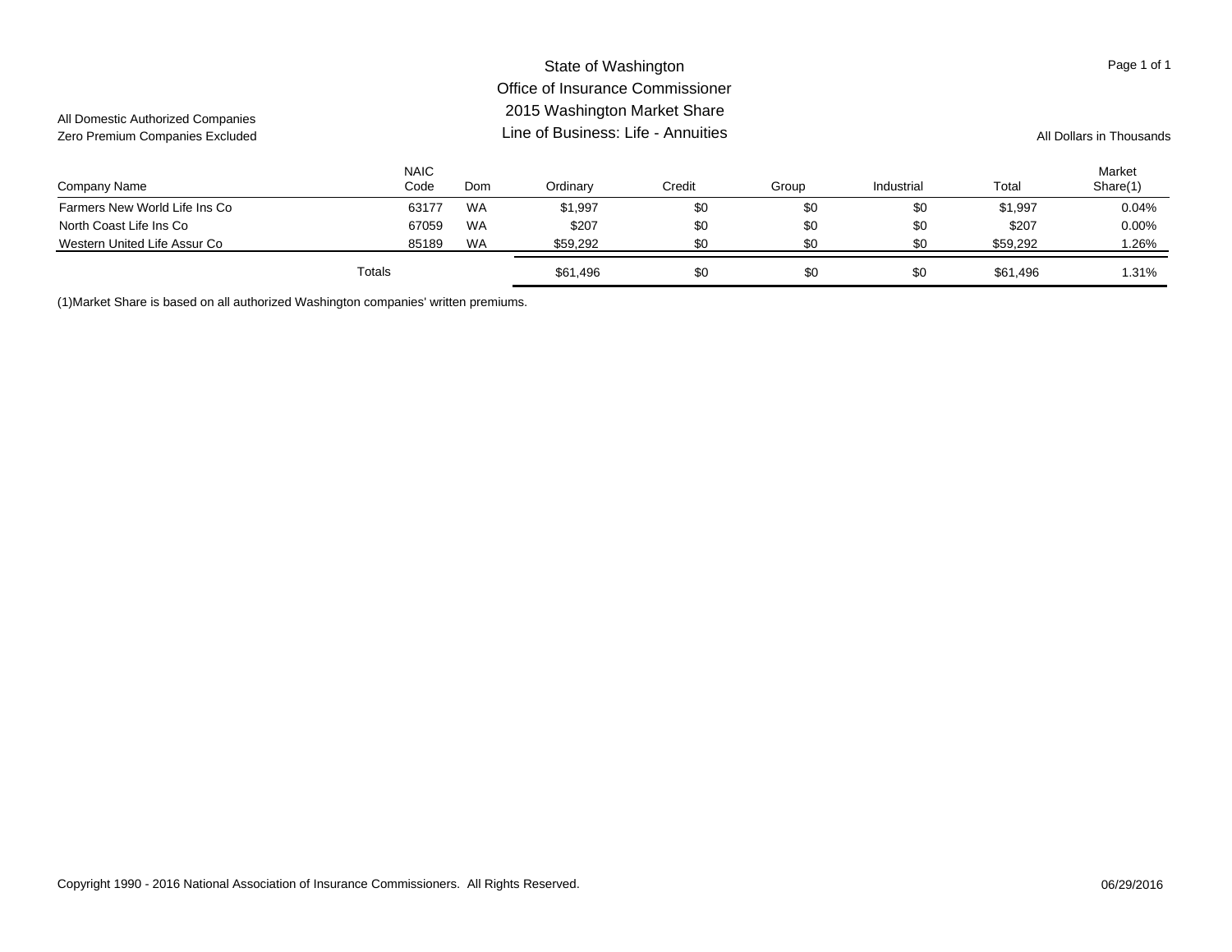# State of Washington
## Office of Insurance Commissioner
## 2015 Washington Market Share
## Line of Business: Life - Annuities

All Domestic Authorized Companies
Zero Premium Companies Excluded

All Dollars in Thousands

| Company Name | NAIC Code | Dom | Ordinary | Credit | Group | Industrial | Total | Market Share(1) |
|---|---|---|---|---|---|---|---|---|
| Farmers New World Life Ins Co | 63177 | WA | $1,997 | $0 | $0 | $0 | $1,997 | 0.04% |
| North Coast Life Ins Co | 67059 | WA | $207 | $0 | $0 | $0 | $207 | 0.00% |
| Western United Life Assur Co | 85189 | WA | $59,292 | $0 | $0 | $0 | $59,292 | 1.26% |
| Totals | | | $61,496 | $0 | $0 | $0 | $61,496 | 1.31% |

(1)Market Share is based on all authorized Washington companies' written premiums.

Copyright 1990 - 2016 National Association of Insurance Commissioners. All Rights Reserved.

06/29/2016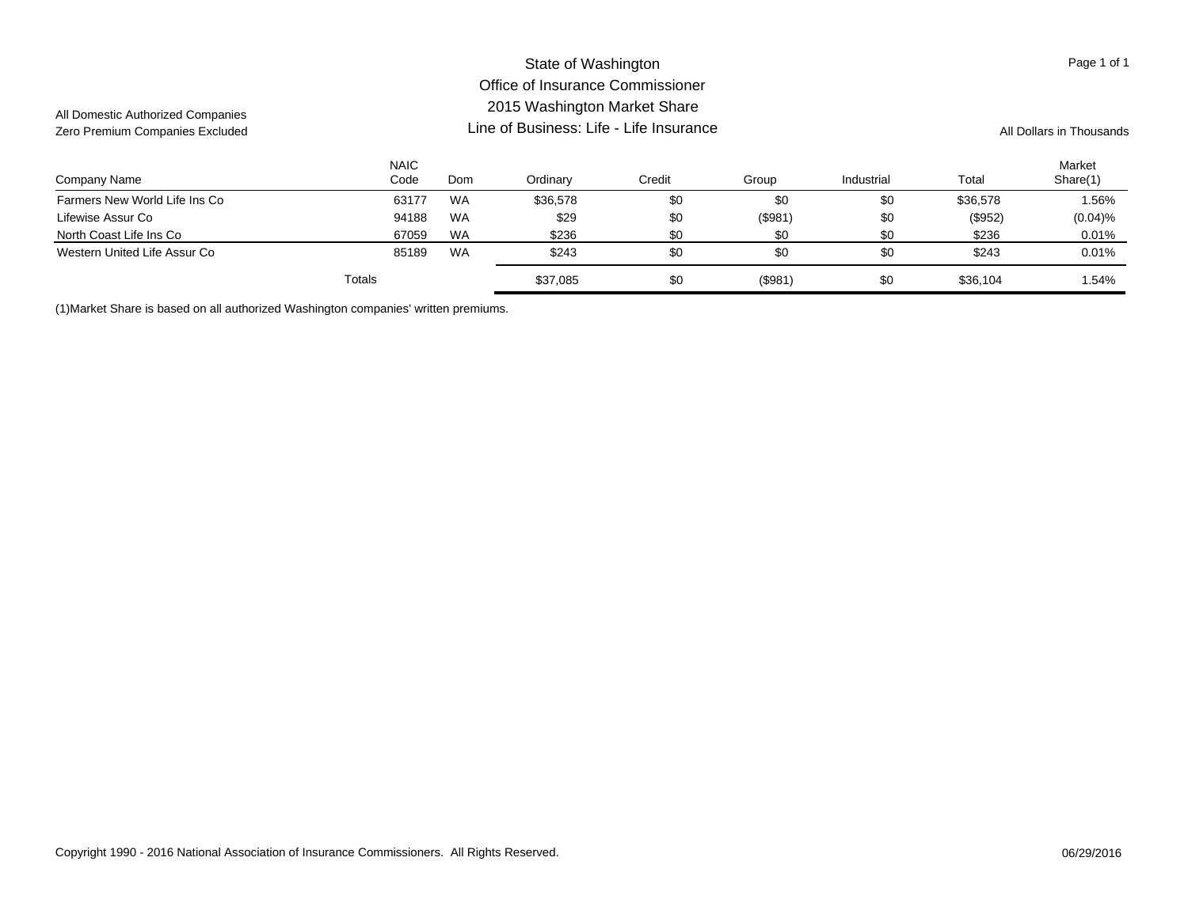All Domestic Authorized Companies
Zero Premium Companies Excluded

# State of Washington
## Office of Insurance Commissioner
## 2015 Washington Market Share
## Line of Business: Life - Life Insurance

All Dollars in Thousands

| Company Name | NAIC Code | Dom | Ordinary | Credit | Group | Industrial | Total | Market Share(1) |
|---|---|---|---|---|---|---|---|---|
| Farmers New World Life Ins Co | 63177 | WA | $36,578 | $0 | $0 | $0 | $36,578 | 1.56% |
| Lifewise Assur Co | 94188 | WA | $29 | $0 | ($981) | $0 | ($952) | (0.04)% |
| North Coast Life Ins Co | 67059 | WA | $236 | $0 | $0 | $0 | $236 | 0.01% |
| Western United Life Assur Co | 85189 | WA | $243 | $0 | $0 | $0 | $243 | 0.01% |
| Totals | | | $37,085 | $0 | ($981) | $0 | $36,104 | 1.54% |

(1)Market Share is based on all authorized Washington companies' written premiums.

Copyright 1990 - 2016 National Association of Insurance Commissioners. All Rights Reserved.

06/29/2016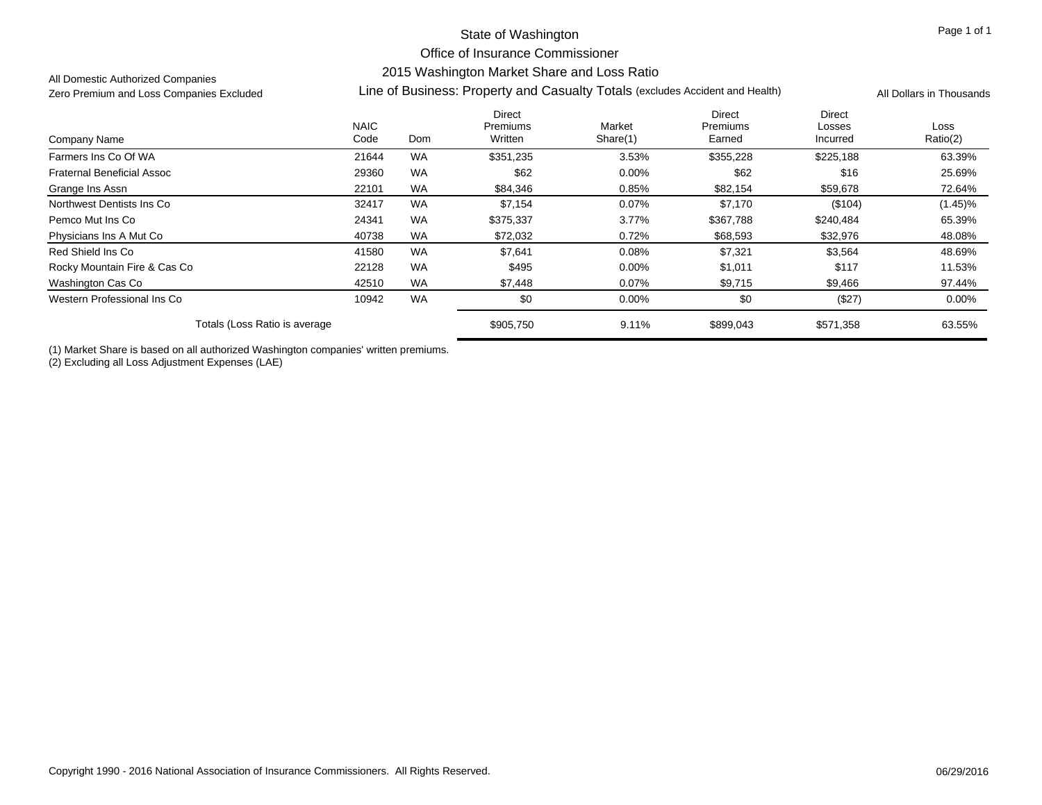State of Washington

Office of Insurance Commissioner

2015 Washington Market Share and Loss Ratio

All Domestic Authorized Companies

Zero Premium and Loss Companies Excluded

Line of Business: Property and Casualty Totals (excludes Accident and Health)

All Dollars in Thousands

| Company Name | NAIC Code | Dom | Direct Premiums Written | Market Share(1) | Direct Premiums Earned | Direct Losses Incurred | Loss Ratio(2) |
|---|---|---|---|---|---|---|---|
| Farmers Ins Co Of WA | 21644 | WA | $351,235 | 3.53% | $355,228 | $225,188 | 63.39% |
| Fraternal Beneficial Assoc | 29360 | WA | $62 | 0.00% | $62 | $16 | 25.69% |
| Grange Ins Assn | 22101 | WA | $84,346 | 0.85% | $82,154 | $59,678 | 72.64% |
| Northwest Dentists Ins Co | 32417 | WA | $7,154 | 0.07% | $7,170 | ($104) | (1.45)% |
| Pemco Mut Ins Co | 24341 | WA | $375,337 | 3.77% | $367,788 | $240,484 | 65.39% |
| Physicians Ins A Mut Co | 40738 | WA | $72,032 | 0.72% | $68,593 | $32,976 | 48.08% |
| Red Shield Ins Co | 41580 | WA | $7,641 | 0.08% | $7,321 | $3,564 | 48.69% |
| Rocky Mountain Fire & Cas Co | 22128 | WA | $495 | 0.00% | $1,011 | $117 | 11.53% |
| Washington Cas Co | 42510 | WA | $7,448 | 0.07% | $9,715 | $9,466 | 97.44% |
| Western Professional Ins Co | 10942 | WA | $0 | 0.00% | $0 | ($27) | 0.00% |
| Totals (Loss Ratio is average | | | $905,750 | 9.11% | $899,043 | $571,358 | 63.55% |

(1) Market Share is based on all authorized Washington companies' written premiums.

(2) Excluding all Loss Adjustment Expenses (LAE)

Copyright 1990 - 2016 National Association of Insurance Commissioners. All Rights Reserved. 06/29/2016